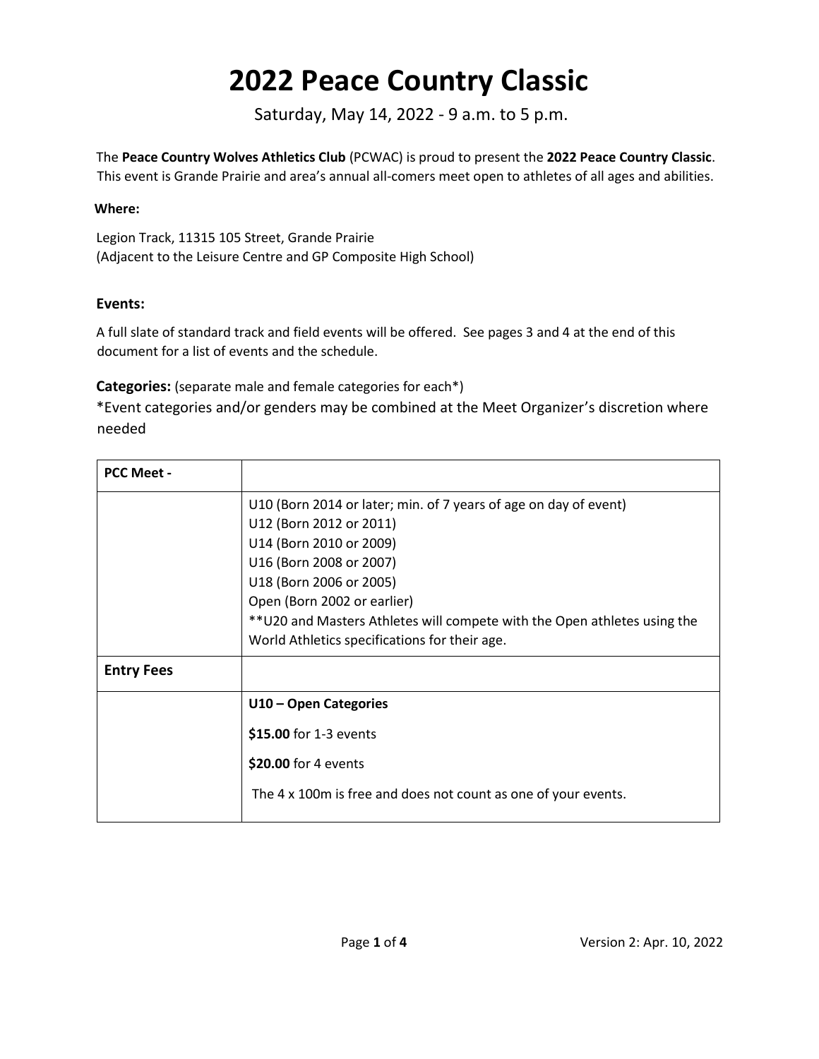# 2022 Peace Country Classic

Saturday, May 14, 2022 - 9 a.m. to 5 p.m.

The **Peace Country Wolves Athletics Club** (PCWAC) is proud to present the **2022 Peace Country Classic**. This event is Grande Prairie and area's annual all-comers meet open to athletes of all ages and abilities.

**Where:**

Legion Track, 11315 105 Street, Grande Prairie
(Adjacent to the Leisure Centre and GP Composite High School)

**Events:**

A full slate of standard track and field events will be offered. See pages 3 and 4 at the end of this document for a list of events and the schedule.

**Categories:** (separate male and female categories for each*)

*Event categories and/or genders may be combined at the Meet Organizer's discretion where needed

| **PCC Meet -** | |
|---|---|
| | U10 (Born 2014 or later; min. of 7 years of age on day of event)<br>U12 (Born 2012 or 2011)<br>U14 (Born 2010 or 2009)<br>U16 (Born 2008 or 2007)<br>U18 (Born 2006 or 2005)<br>Open (Born 2002 or earlier)<br>**U20 and Masters Athletes will compete with the Open athletes using the World Athletics specifications for their age. |
| **Entry Fees** | |
| | **U10 – Open Categories**<br>**$15.00** for 1-3 events<br>**$20.00** for 4 events<br>The 4 x 100m is free and does not count as one of your events. |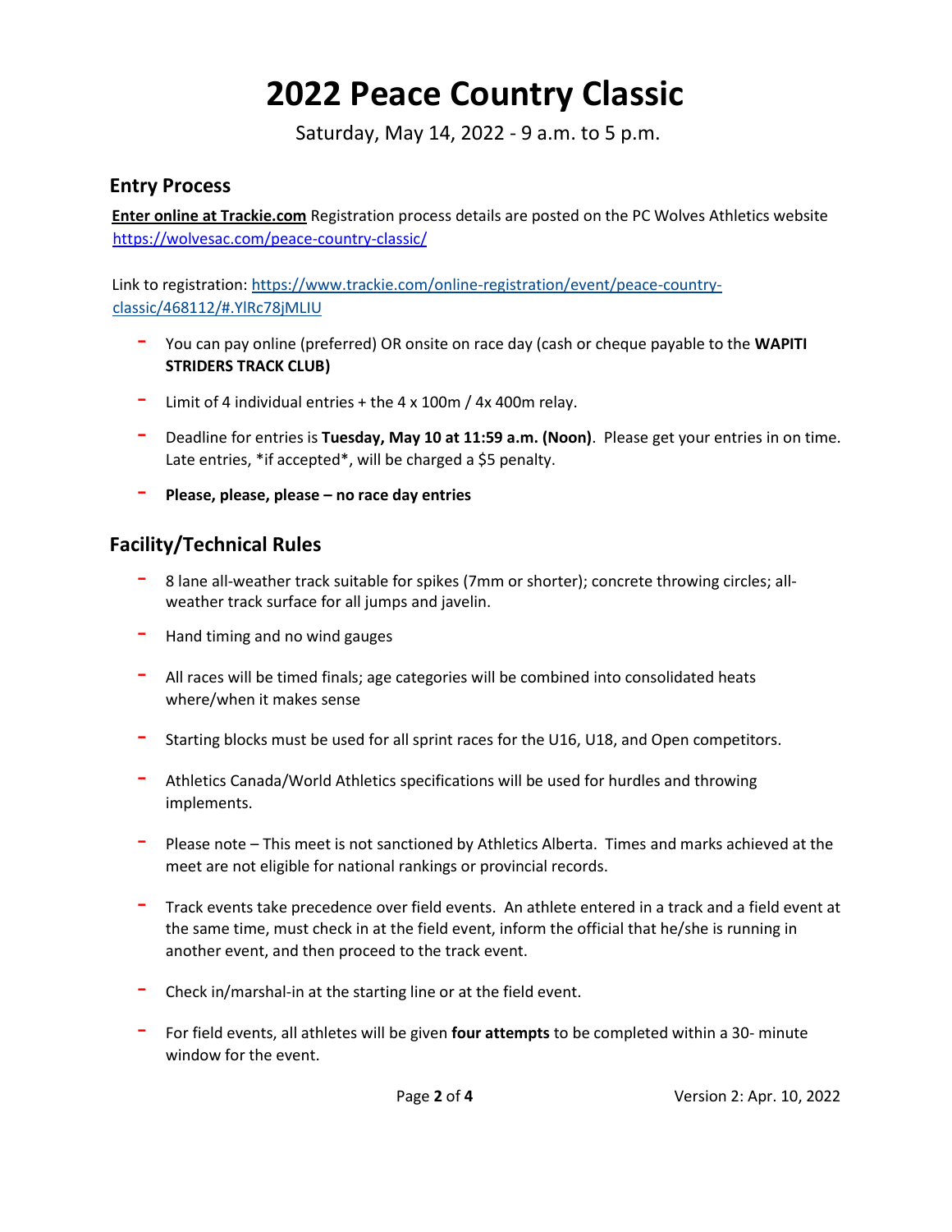# 2022 Peace Country Classic

Saturday, May 14, 2022 - 9 a.m. to 5 p.m.

## Entry Process

**Enter online at Trackie.com** Registration process details are posted on the PC Wolves Athletics website https://wolvesac.com/peace-country-classic/

Link to registration: https://www.trackie.com/online-registration/event/peace-country-classic/468112/#.YlRc78jMLIU

- You can pay online (preferred) OR onsite on race day (cash or cheque payable to the **WAPITI STRIDERS TRACK CLUB)**
- Limit of 4 individual entries + the 4 x 100m / 4x 400m relay.
- Deadline for entries is **Tuesday, May 10 at 11:59 a.m. (Noon)**. Please get your entries in on time. Late entries, *if accepted*, will be charged a $5 penalty.
- **Please, please, please – no race day entries**

## Facility/Technical Rules

- 8 lane all-weather track suitable for spikes (7mm or shorter); concrete throwing circles; all-weather track surface for all jumps and javelin.
- Hand timing and no wind gauges
- All races will be timed finals; age categories will be combined into consolidated heats where/when it makes sense
- Starting blocks must be used for all sprint races for the U16, U18, and Open competitors.
- Athletics Canada/World Athletics specifications will be used for hurdles and throwing implements.
- Please note – This meet is not sanctioned by Athletics Alberta. Times and marks achieved at the meet are not eligible for national rankings or provincial records.
- Track events take precedence over field events. An athlete entered in a track and a field event at the same time, must check in at the field event, inform the official that he/she is running in another event, and then proceed to the track event.
- Check in/marshal-in at the starting line or at the field event.
- For field events, all athletes will be given **four attempts** to be completed within a 30- minute window for the event.

Version 2: Apr. 10, 2022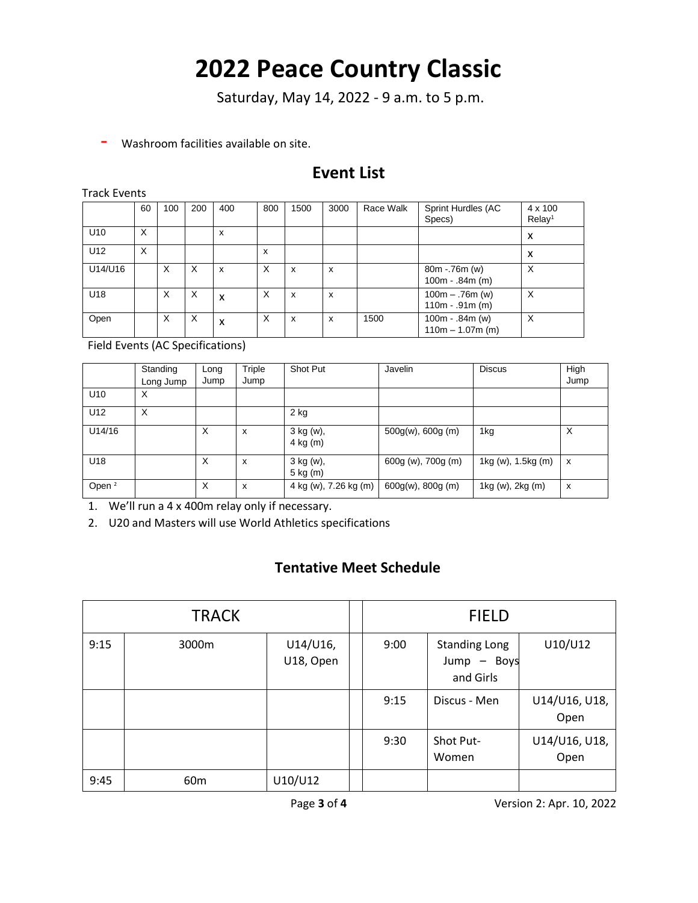# 2022 Peace Country Classic

Saturday, May 14, 2022 - 9 a.m. to 5 p.m.

- Washroom facilities available on site.

## Event List

Track Events

| | 60 | 100 | 200 | 400 | 800 | 1500 | 3000 | Race Walk | Sprint Hurdles (AC Specs) | 4 x 100 Relay[1] |
|---|---|---|---|---|---|---|---|---|---|---|
| U10 | X | | | x | | | | | | x |
| U12 | X | | | | x | | | | | x |
| U14/U16 | | X | X | x | X | x | x | | 80m -.76m (w) 100m - .84m (m) | X |
| U18 | | X | X | x | X | x | x | | 100m – .76m (w) 110m - .91m (m) | X |
| Open | | X | X | x | X | x | x | 1500 | 100m - .84m (w) 110m – 1.07m (m) | X |

Field Events (AC Specifications)

| | Standing Long Jump | Long Jump | Triple Jump | Shot Put | Javelin | Discus | High Jump |
|---|---|---|---|---|---|---|---|
| U10 | X | | | | | | |
| U12 | X | | | 2 kg | | | |
| U14/16 | | X | x | 3 kg (w), 4 kg (m) | 500g(w), 600g (m) | 1kg | X |
| U18 | | X | x | 3 kg (w), 5 kg (m) | 600g (w), 700g (m) | 1kg (w), 1.5kg (m) | x |
| Open [2] | | X | x | 4 kg (w), 7.26 kg (m) | 600g(w), 800g (m) | 1kg (w), 2kg (m) | x |

1. We'll run a 4 x 400m relay only if necessary.
2. U20 and Masters will use World Athletics specifications

### Tentative Meet Schedule

| TRACK | | | | FIELD | | |
|---|---|---|---|---|---|---|
| 9:15 | 3000m | U14/U16, U18, Open | | 9:00 | Standing Long Jump – Boys and Girls | U10/U12 |
| | | | | 9:15 | Discus - Men | U14/U16, U18, Open |
| | | | | 9:30 | Shot Put- Women | U14/U16, U18, Open |
| 9:45 | 60m | U10/U12 | | | | |

Version 2: Apr. 10, 2022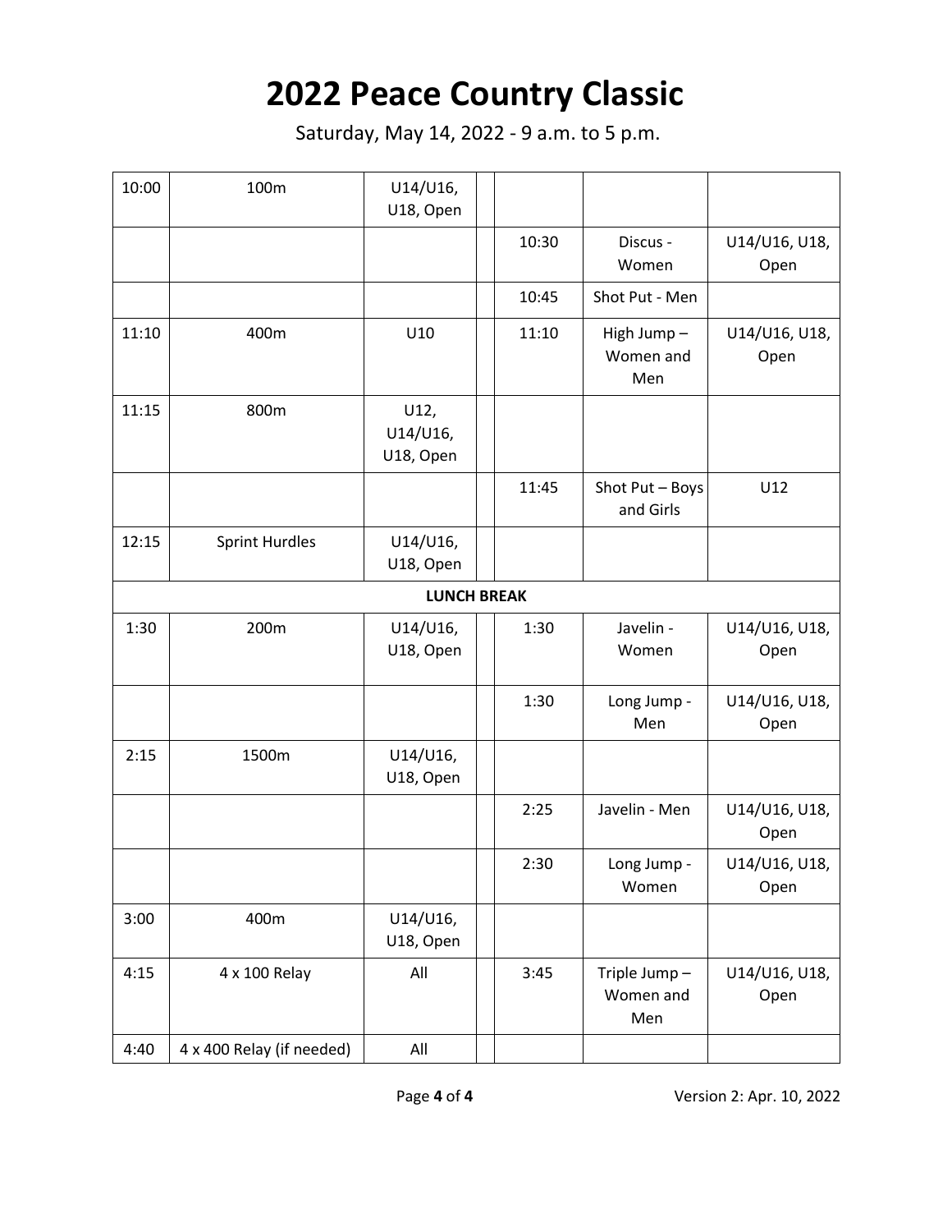# 2022 Peace Country Classic

Saturday, May 14, 2022 - 9 a.m. to 5 p.m.

| | | | | | | |
|---|---|---|---|---|---|---|
| 10:00 | 100m | U14/U16, U18, Open | | | | |
| | | | | 10:30 | Discus - Women | U14/U16, U18, Open |
| | | | | 10:45 | Shot Put - Men | |
| 11:10 | 400m | U10 | | 11:10 | High Jump – Women and Men | U14/U16, U18, Open |
| 11:15 | 800m | U12, U14/U16, U18, Open | | | | |
| | | | | 11:45 | Shot Put – Boys and Girls | U12 |
| 12:15 | Sprint Hurdles | U14/U16, U18, Open | | | | |
| **LUNCH BREAK** | | | | | | |
| 1:30 | 200m | U14/U16, U18, Open | | 1:30 | Javelin - Women | U14/U16, U18, Open |
| | | | | 1:30 | Long Jump - Men | U14/U16, U18, Open |
| 2:15 | 1500m | U14/U16, U18, Open | | | | |
| | | | | 2:25 | Javelin - Men | U14/U16, U18, Open |
| | | | | 2:30 | Long Jump - Women | U14/U16, U18, Open |
| 3:00 | 400m | U14/U16, U18, Open | | | | |
| 4:15 | 4 x 100 Relay | All | | 3:45 | Triple Jump – Women and Men | U14/U16, U18, Open |
| 4:40 | 4 x 400 Relay (if needed) | All | | | | |

Version 2: Apr. 10, 2022